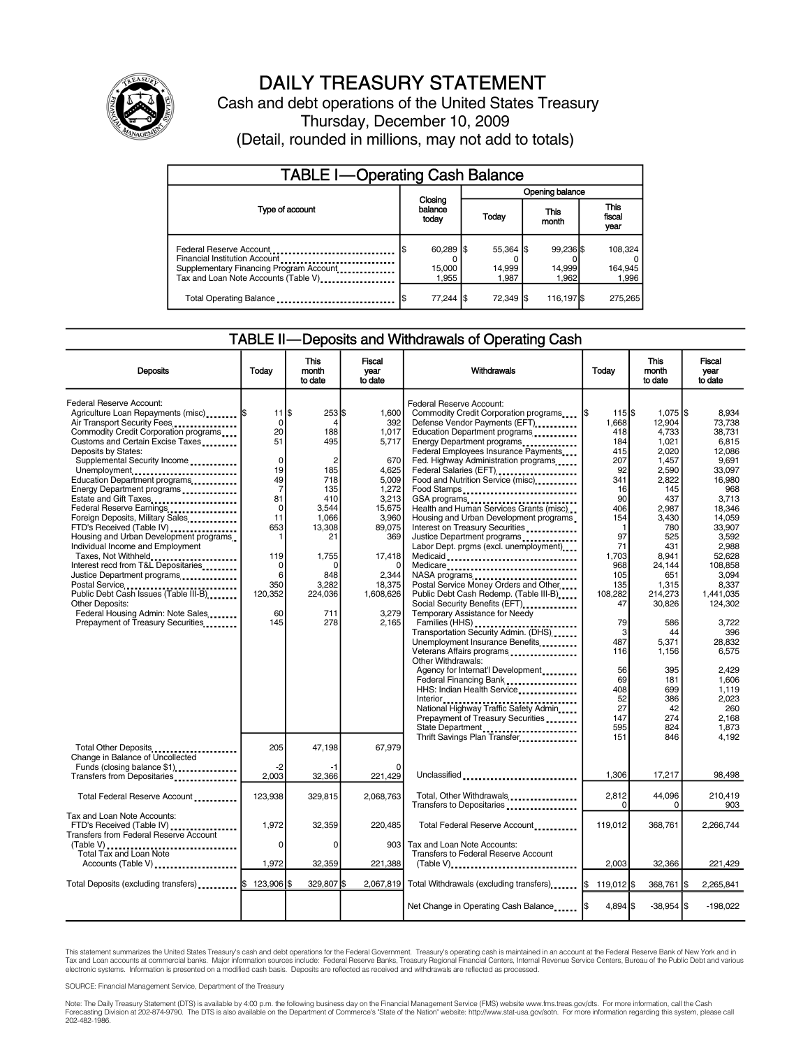# DAILY TREASURY STATEMENT

Cash and debt operations of the United States Treasury

Thursday, December 10, 2009

(Detail, rounded in millions, may not add to totals)

## TABLE I—Operating Cash Balance

| Type of account | Closing balance today | Opening balance Today | Opening balance This month | Opening balance This fiscal year |
|---|---|---|---|---|
| Federal Reserve Account | $ 60,289 | $ 55,364 | $ 99,236 | $ 108,324 |
| Financial Institution Account | 0 | 0 | 0 | 0 |
| Supplementary Financing Program Account | 15,000 | 14,999 | 14,999 | 164,945 |
| Tax and Loan Note Accounts (Table V) | 1,955 | 1,987 | 1,962 | 1,996 |
| Total Operating Balance | $ 77,244 | $ 72,349 | $ 116,197 | $ 275,265 |

## TABLE II—Deposits and Withdrawals of Operating Cash

| Deposits | Today | This month to date | Fiscal year to date | Withdrawals | Today | This month to date | Fiscal year to date |
|---|---|---|---|---|---|---|---|
| Federal Reserve Account: | | | | Federal Reserve Account: | | | |
| Agriculture Loan Repayments (misc) | $ 11 | $ 253 | $ 1,600 | Commodity Credit Corporation programs | $ 115 | $ 1,075 | $ 8,934 |
| Air Transport Security Fees | 0 | 4 | 392 | Defense Vendor Payments (EFT) | 1,668 | 12,904 | 73,738 |
| Commodity Credit Corporation programs | 20 | 188 | 1,017 | Education Department programs | 418 | 4,733 | 38,731 |
| Customs and Certain Excise Taxes | 51 | 495 | 5,717 | Energy Department programs | 184 | 1,021 | 6,815 |
| Deposits by States: | | | | Federal Employees Insurance Payments | 415 | 2,020 | 12,086 |
| Supplemental Security Income | 0 | 2 | 670 | Fed. Highway Administration programs | 207 | 1,457 | 9,691 |
| Unemployment | 19 | 185 | 4,625 | Federal Salaries (EFT) | 92 | 2,590 | 33,097 |
| Education Department programs | 49 | 718 | 5,009 | Food and Nutrition Service (misc) | 341 | 2,822 | 16,980 |
| Energy Department programs | 7 | 135 | 1,272 | Food Stamps | 16 | 145 | 968 |
| Estate and Gift Taxes | 81 | 410 | 3,213 | GSA programs | 90 | 437 | 3,713 |
| Federal Reserve Earnings | 0 | 3,544 | 15,675 | Health and Human Services Grants (misc) | 406 | 2,987 | 18,346 |
| Foreign Deposits, Military Sales | 11 | 1,066 | 3,960 | Housing and Urban Development programs | 154 | 3,430 | 14,059 |
| FTD's Received (Table IV) | 653 | 13,308 | 89,075 | Interest on Treasury Securities | 1 | 780 | 33,907 |
| Housing and Urban Development programs | 1 | 21 | 369 | Justice Department programs | 97 | 525 | 3,592 |
| Individual Income and Employment | | | | Labor Dept. prgms (excl. unemployment) | 71 | 431 | 2,988 |
| Taxes, Not Withheld | 119 | 1,755 | 17,418 | Medicaid | 1,703 | 8,941 | 52,628 |
| Interest recd from T&L Depositaries | 0 | 0 | 0 | Medicare | 968 | 24,144 | 108,858 |
| Justice Department programs | 6 | 848 | 2,344 | NASA programs | 105 | 651 | 3,094 |
| Postal Service | 350 | 3,282 | 18,375 | Postal Service Money Orders and Other | 135 | 1,315 | 8,337 |
| Public Debt Cash Issues (Table III-B) | 120,352 | 224,036 | 1,608,626 | Public Debt Cash Redemp. (Table III-B) | 108,282 | 214,273 | 1,441,035 |
| Other Deposits: | | | | Social Security Benefits (EFT) | 47 | 30,826 | 124,302 |
| Federal Housing Admin: Note Sales | 60 | 711 | 3,279 | Temporary Assistance for Needy | | | |
| Prepayment of Treasury Securities | 145 | 278 | 2,165 | Families (HHS) | 79 | 586 | 3,722 |
| | | | | Transportation Security Admin. (DHS) | 3 | 44 | 396 |
| | | | | Unemployment Insurance Benefits | 487 | 5,371 | 28,832 |
| | | | | Veterans Affairs programs | 116 | 1,156 | 6,575 |
| | | | | Other Withdrawals: | | | |
| | | | | Agency for Internat'l Development | 56 | 395 | 2,429 |
| | | | | Federal Financing Bank | 69 | 181 | 1,606 |
| | | | | HHS: Indian Health Service | 408 | 699 | 1,119 |
| | | | | Interior | 52 | 386 | 2,023 |
| | | | | National Highway Traffic Safety Admin | 27 | 42 | 260 |
| | | | | Prepayment of Treasury Securities | 147 | 274 | 2,168 |
| | | | | State Department | 595 | 824 | 1,873 |
| | | | | Thrift Savings Plan Transfer | 151 | 846 | 4,192 |
| Total Other Deposits | 205 | 47,198 | 67,979 | | | | |
| Change in Balance of Uncollected | | | | | | | |
| Funds (closing balance $1) | -2 | -1 | 0 | | | | |
| Transfers from Depositaries | 2,003 | 32,366 | 221,429 | Unclassified | 1,306 | 17,217 | 98,498 |
| Total Federal Reserve Account | 123,938 | 329,815 | 2,068,763 | Total, Other Withdrawals | 2,812 | 44,096 | 210,419 |
| | | | | Transfers to Depositaries | 0 | 0 | 903 |
| Tax and Loan Note Accounts: | | | | Total Federal Reserve Account | 119,012 | 368,761 | 2,266,744 |
| FTD's Received (Table IV) | 1,972 | 32,359 | 220,485 | | | | |
| Transfers from Federal Reserve Account (Table V) | 0 | 0 | 903 | Tax and Loan Note Accounts: | | | |
| Total Tax and Loan Note Accounts (Table V) | 1,972 | 32,359 | 221,388 | Transfers to Federal Reserve Account (Table V) | 2,003 | 32,366 | 221,429 |
| Total Deposits (excluding transfers) | $ 123,906 | $ 329,807 | $ 2,067,819 | Total Withdrawals (excluding transfers) | $ 119,012 | $ 368,761 | $ 2,265,841 |
| | | | | Net Change in Operating Cash Balance | $ 4,894 | $ -38,954 | $ -198,022 |

This statement summarizes the United States Treasury's cash and debt operations for the Federal Government. Treasury's operating cash is maintained in an account at the Federal Reserve Bank of New York and in Tax and Loan accounts at commercial banks. Major information sources include: Federal Reserve Banks, Treasury Regional Financial Centers, Internal Revenue Service Centers, Bureau of the Public Debt and various electronic systems. Information is presented on a modified cash basis. Deposits are reflected as received and withdrawals are reflected as processed.

SOURCE: Financial Management Service, Department of the Treasury

Note: The Daily Treasury Statement (DTS) is available by 4:00 p.m. the following business day on the Financial Management Service (FMS) website www.fms.treas.gov/dts. For more information, call the Cash Forecasting Division at 202-874-9790. The DTS is also available on the Department of Commerce's "State of the Nation" website: http://www.stat-usa.gov/sotn. For more information regarding this system, please call 202-482-1986.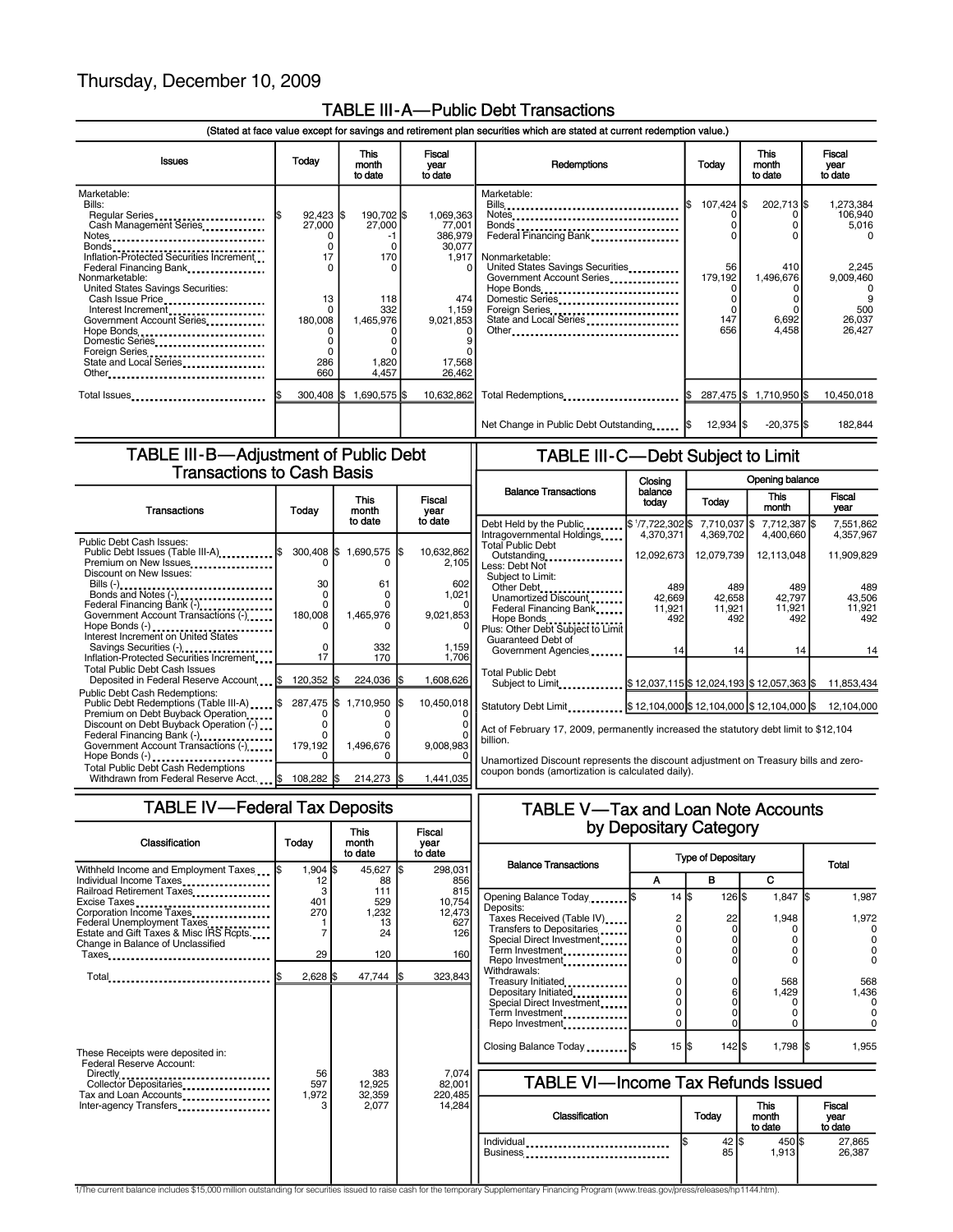Thursday, December 10, 2009

# TABLE III-A—Public Debt Transactions

(Stated at face value except for savings and retirement plan securities which are stated at current redemption value.)

| Issues | Today | This month to date | Fiscal year to date | Redemptions | Today | This month to date | Fiscal year to date |
|---|---|---|---|---|---|---|---|
| Marketable: | | | | Marketable: | | | |
| Bills: | | | | Bills | $ 107,424 | $ 202,713 | $ 1,273,384 |
| Regular Series | $ 92,423 | $ 190,702 | $ 1,069,363 | Notes | 0 | 0 | 106,940 |
| Cash Management Series | 27,000 | 27,000 | 77,001 | Bonds | 0 | 0 | 5,016 |
| Notes | 0 | -1 | 386,979 | Federal Financing Bank | 0 | 0 | 0 |
| Bonds | 0 | 0 | 30,077 | | | | |
| Inflation-Protected Securities Increment | 17 | 170 | 1,917 | Nonmarketable: | | | |
| Federal Financing Bank | 0 | 0 | 0 | United States Savings Securities | 56 | 410 | 2,245 |
| Nonmarketable: | | | | Government Account Series | 179,192 | 1,496,676 | 9,009,460 |
| United States Savings Securities: | | | | Hope Bonds | 0 | 0 | 0 |
| Cash Issue Price | 13 | 118 | 474 | Domestic Series | 0 | 0 | 9 |
| Interest Increment | 0 | 332 | 1,159 | Foreign Series | 0 | 0 | 500 |
| Government Account Series | 180,008 | 1,465,976 | 9,021,853 | State and Local Series | 147 | 6,692 | 26,037 |
| Hope Bonds | 0 | 0 | 0 | Other | 656 | 4,458 | 26,427 |
| Domestic Series | 0 | 0 | 9 | | | | |
| Foreign Series | 0 | 0 | 0 | | | | |
| State and Local Series | 286 | 1,820 | 17,568 | | | | |
| Other | 660 | 4,457 | 26,462 | | | | |
| Total Issues | $ 300,408 | $ 1,690,575 | $ 10,632,862 | Total Redemptions | $ 287,475 | $ 1,710,950 | $ 10,450,018 |
| | | | | Net Change in Public Debt Outstanding | $ 12,934 | $ -20,375 | $ 182,844 |

# TABLE III-B—Adjustment of Public Debt Transactions to Cash Basis

| Transactions | Today | This month to date | Fiscal year to date |
|---|---|---|---|
| Public Debt Cash Issues: | | | |
| Public Debt Issues (Table III-A) | $ 300,408 | $ 1,690,575 | $ 10,632,862 |
| Premium on New Issues | 0 | 0 | 2,105 |
| Discount on New Issues: | | | |
| Bills (-) | 30 | 61 | 602 |
| Bonds and Notes (-) | 0 | 0 | 1,021 |
| Federal Financing Bank (-) | 0 | 0 | 0 |
| Government Account Transactions (-) | 180,008 | 1,465,976 | 9,021,853 |
| Hope Bonds (-) | 0 | 0 | 0 |
| Interest Increment on United States Savings Securities (-) | 0 | 332 | 1,159 |
| Inflation-Protected Securities Increment | 17 | 170 | 1,706 |
| Total Public Debt Cash Issues Deposited in Federal Reserve Account | $ 120,352 | $ 224,036 | $ 1,608,626 |
| Public Debt Cash Redemptions: | | | |
| Public Debt Redemptions (Table III-A) | $ 287,475 | $ 1,710,950 | $ 10,450,018 |
| Premium on Debt Buyback Operation | 0 | 0 | 0 |
| Discount on Debt Buyback Operation (-) | 0 | 0 | 0 |
| Federal Financing Bank (-) | 0 | 0 | 0 |
| Government Account Transactions (-) | 179,192 | 1,496,676 | 9,008,983 |
| Hope Bonds (-) | 0 | 0 | 0 |
| Total Public Debt Cash Redemptions Withdrawn from Federal Reserve Acct. | $ 108,282 | $ 214,273 | $ 1,441,035 |

# TABLE III-C—Debt Subject to Limit

| Balance Transactions | Closing balance today | Opening balance Today | Opening balance This month | Opening balance Fiscal year |
|---|---|---|---|---|
| Debt Held by the Public | $ [1]7,722,302 | $ 7,710,037 | $ 7,712,387 | $ 7,551,862 |
| Intragovernmental Holdings | 4,370,371 | 4,369,702 | 4,400,660 | 4,357,967 |
| Total Public Debt Outstanding | 12,092,673 | 12,079,739 | 12,113,048 | 11,909,829 |
| Less: Debt Not Subject to Limit: | | | | |
| Other Debt | 489 | 489 | 489 | 489 |
| Unamortized Discount | 42,669 | 42,658 | 42,797 | 43,506 |
| Federal Financing Bank | 11,921 | 11,921 | 11,921 | 11,921 |
| Hope Bonds | 492 | 492 | 492 | 492 |
| Plus: Other Debt Subject to Limit | | | | |
| Guaranteed Debt of Government Agencies | 14 | 14 | 14 | 14 |
| Total Public Debt Subject to Limit | $ 12,037,115 | $ 12,024,193 | $ 12,057,363 | $ 11,853,434 |
| Statutory Debt Limit | $ 12,104,000 | $ 12,104,000 | $ 12,104,000 | $ 12,104,000 |

Act of February 17, 2009, permanently increased the statutory debt limit to $12,104 billion.

Unamortized Discount represents the discount adjustment on Treasury bills and zero-coupon bonds (amortization is calculated daily).

# TABLE IV—Federal Tax Deposits

| Classification | Today | This month to date | Fiscal year to date |
|---|---|---|---|
| Withheld Income and Employment Taxes | $ 1,904 | $ 45,627 | $ 298,031 |
| Individual Income Taxes | 12 | 88 | 856 |
| Railroad Retirement Taxes | 3 | 111 | 815 |
| Excise Taxes | 401 | 529 | 10,754 |
| Corporation Income Taxes | 270 | 1,232 | 12,473 |
| Federal Unemployment Taxes | 1 | 13 | 627 |
| Estate and Gift Taxes & Misc IRS Rcpts. | 7 | 24 | 126 |
| Change in Balance of Unclassified Taxes | 29 | 120 | 160 |
| Total | $ 2,628 | $ 47,744 | $ 323,843 |
| These Receipts were deposited in: | | | |
| Federal Reserve Account: | | | |
| Directly | 56 | 383 | 7,074 |
| Collector Depositaries | 597 | 12,925 | 82,001 |
| Tax and Loan Accounts | 1,972 | 32,359 | 220,485 |
| Inter-agency Transfers | 3 | 2,077 | 14,284 |

# TABLE V—Tax and Loan Note Accounts by Depositary Category

| Balance Transactions | Type of Depositary A | Type of Depositary B | Type of Depositary C | Total |
|---|---|---|---|---|
| Opening Balance Today | $ 14 | $ 126 | $ 1,847 | $ 1,987 |
| Deposits: | | | | |
| Taxes Received (Table IV) | 2 | 22 | 1,948 | 1,972 |
| Transfers to Depositaries | 0 | 0 | 0 | 0 |
| Special Direct Investment | 0 | 0 | 0 | 0 |
| Term Investment | 0 | 0 | 0 | 0 |
| Repo Investment | 0 | 0 | 0 | 0 |
| Withdrawals: | | | | |
| Treasury Initiated | 0 | 0 | 568 | 568 |
| Depositary Initiated | 0 | 6 | 1,429 | 1,436 |
| Special Direct Investment | 0 | 0 | 0 | 0 |
| Term Investment | 0 | 0 | 0 | 0 |
| Repo Investment | 0 | 0 | 0 | 0 |
| Closing Balance Today | $ 15 | $ 142 | $ 1,798 | $ 1,955 |

# TABLE VI—Income Tax Refunds Issued

| Classification | Today | This month to date | Fiscal year to date |
|---|---|---|---|
| Individual | $ 42 | $ 450 | $ 27,865 |
| Business | 85 | 1,913 | 26,387 |

[1]/The current balance includes $15,000 million outstanding for securities issued to raise cash for the temporary Supplementary Financing Program (www.treas.gov/press/releases/hp1144.htm).